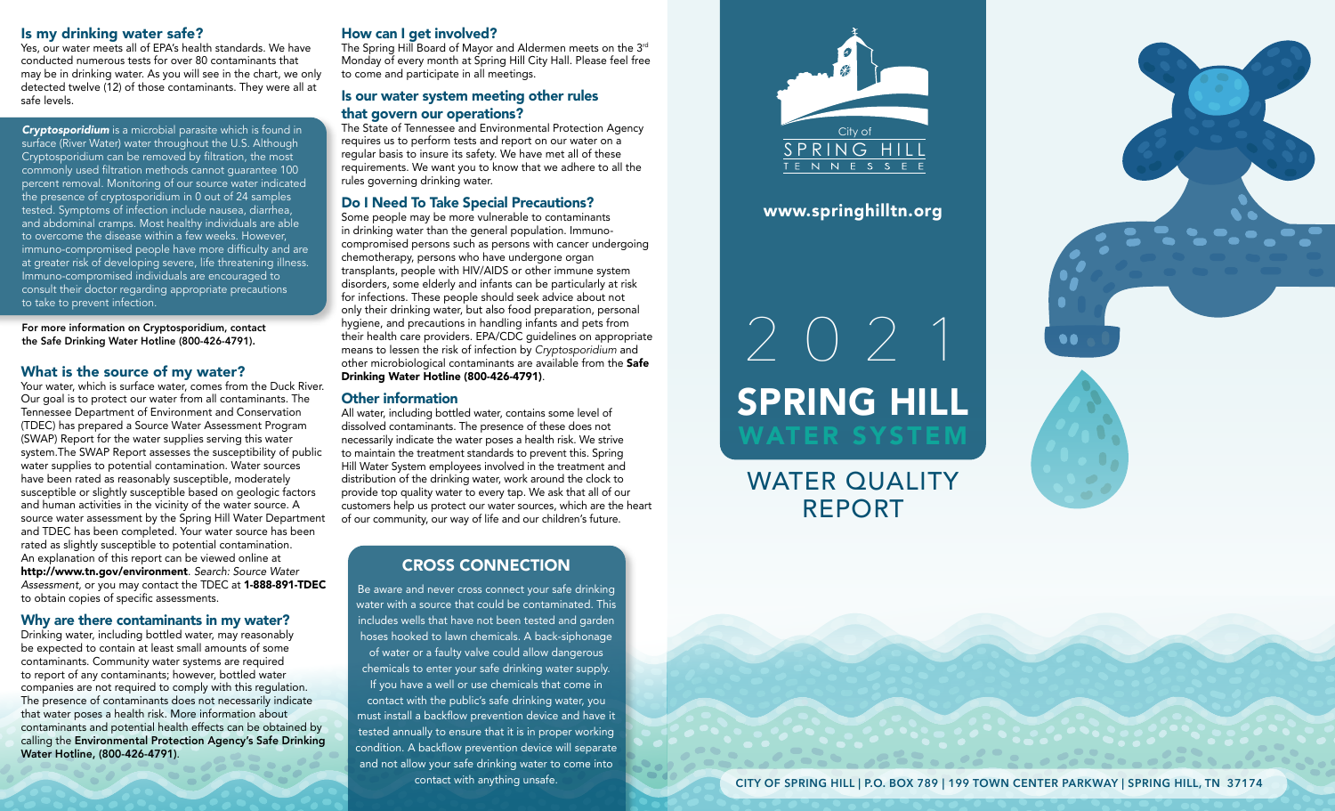## Is my drinking water safe?

Yes, our water meets all of EPA's health standards. We have conducted numerous tests for over 80 contaminants that may be in drinking water. As you will see in the chart, we only detected twelve (12) of those contaminants. They were all at safe levels.

***Cryptosporidium*** is a microbial parasite which is found in surface (River Water) water throughout the U.S. Although Cryptosporidium can be removed by filtration, the most commonly used filtration methods cannot guarantee 100 percent removal. Monitoring of our source water indicated the presence of cryptosporidium in 0 out of 24 samples tested. Symptoms of infection include nausea, diarrhea, and abdominal cramps. Most healthy individuals are able to overcome the disease within a few weeks. However, immuno-compromised people have more difficulty and are at greater risk of developing severe, life threatening illness. Immuno-compromised individuals are encouraged to consult their doctor regarding appropriate precautions to take to prevent infection.

**For more information on Cryptosporidium, contact the Safe Drinking Water Hotline (800-426-4791).**

## What is the source of my water?

Your water, which is surface water, comes from the Duck River. Our goal is to protect our water from all contaminants. The Tennessee Department of Environment and Conservation (TDEC) has prepared a Source Water Assessment Program (SWAP) Report for the water supplies serving this water system.The SWAP Report assesses the susceptibility of public water supplies to potential contamination. Water sources have been rated as reasonably susceptible, moderately susceptible or slightly susceptible based on geologic factors and human activities in the vicinity of the water source. A source water assessment by the Spring Hill Water Department and TDEC has been completed. Your water source has been rated as slightly susceptible to potential contamination. An explanation of this report can be viewed online at **http://www.tn.gov/environment**. *Search: Source Water Assessment*, or you may contact the TDEC at **1-888-891-TDEC** to obtain copies of specific assessments.

## Why are there contaminants in my water?

Drinking water, including bottled water, may reasonably be expected to contain at least small amounts of some contaminants. Community water systems are required to report of any contaminants; however, bottled water companies are not required to comply with this regulation. The presence of contaminants does not necessarily indicate that water poses a health risk. More information about contaminants and potential health effects can be obtained by calling the **Environmental Protection Agency's Safe Drinking Water Hotline, (800-426-4791)**.

## How can I get involved?

The Spring Hill Board of Mayor and Aldermen meets on the 3rd Monday of every month at Spring Hill City Hall. Please feel free to come and participate in all meetings.

## Is our water system meeting other rules that govern our operations?

The State of Tennessee and Environmental Protection Agency requires us to perform tests and report on our water on a regular basis to insure its safety. We have met all of these requirements. We want you to know that we adhere to all the rules governing drinking water.

## Do I Need To Take Special Precautions?

Some people may be more vulnerable to contaminants in drinking water than the general population. Immuno-compromised persons such as persons with cancer undergoing chemotherapy, persons who have undergone organ transplants, people with HIV/AIDS or other immune system disorders, some elderly and infants can be particularly at risk for infections. These people should seek advice about not only their drinking water, but also food preparation, personal hygiene, and precautions in handling infants and pets from their health care providers. EPA/CDC guidelines on appropriate means to lessen the risk of infection by *Cryptosporidium* and other microbiological contaminants are available from the **Safe Drinking Water Hotline (800-426-4791)**.

## Other information

All water, including bottled water, contains some level of dissolved contaminants. The presence of these does not necessarily indicate the water poses a health risk. We strive to maintain the treatment standards to prevent this. Spring Hill Water System employees involved in the treatment and distribution of the drinking water, work around the clock to provide top quality water to every tap. We ask that all of our customers help us protect our water sources, which are the heart of our community, our way of life and our children's future.

## CROSS CONNECTION

Be aware and never cross connect your safe drinking water with a source that could be contaminated. This includes wells that have not been tested and garden hoses hooked to lawn chemicals. A back-siphonage of water or a faulty valve could allow dangerous chemicals to enter your safe drinking water supply. If you have a well or use chemicals that come in contact with the public's safe drinking water, you must install a backflow prevention device and have it tested annually to ensure that it is in proper working condition. A backflow prevention device will separate and not allow your safe drinking water to come into contact with anything unsafe.

City of SPRING HILL TENNESSEE

www.springhilltn.org

# 2021 SPRING HILL WATER SYSTEM

# WATER QUALITY REPORT

CITY OF SPRING HILL | P.O. BOX 789 | 199 TOWN CENTER PARKWAY | SPRING HILL, TN 37174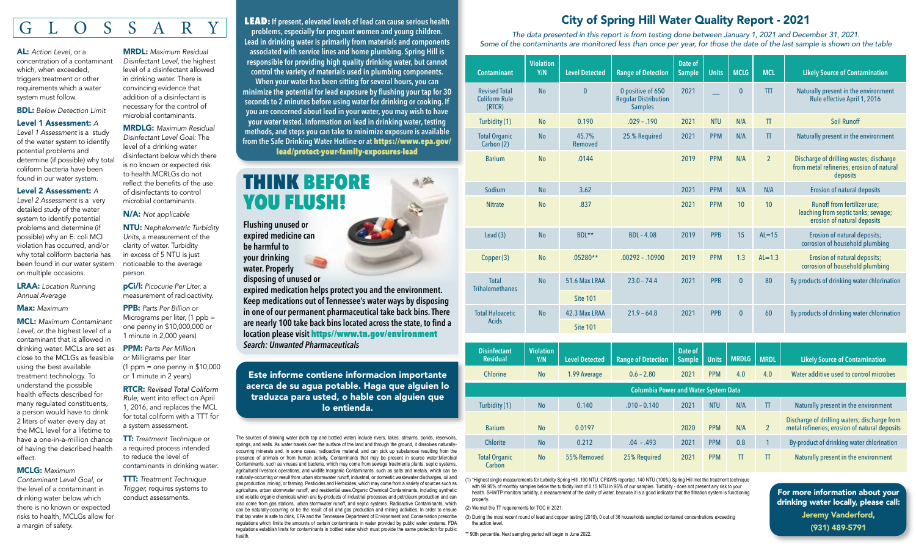# GLOSSARY

**AL:** *Action Level*, or a concentration of a contaminant which, when exceeded, triggers treatment or other requirements which a water system must follow.

**BDL:** *Below Detection Limit*

**Level 1 Assessment:** *A Level 1 Assessment* is a study of the water system to identify potential problems and determine (if possible) why total coliform bacteria have been found in our water system.

**Level 2 Assessment:** *A Level 2 Assessment* is a very detailed study of the water system to identify potential problems and determine (if possible) why an E. coli MCl violation has occurred, and/or why total coliform bacteria has been found in our water system on multiple occasions.

**LRAA:** *Location Running Annual Average*

**Max:** *Maximum*

**MCL:** *Maximum Contaminant Level*, or the highest level of a contaminant that is allowed in drinking water. MCLs are set as close to the MCLGs as feasible using the best available treatment technology. To understand the possible health effects described for many regulated constituents, a person would have to drink 2 liters of water every day at the MCL level for a lifetime to have a one-in-a-million chance of having the described health effect.

**MCLG:** *Maximum Contaminant Level Goal*, or the level of a contaminant in drinking water below which there is no known or expected risks to health, MCLGs allow for a margin of safety.

**MRDL:** *Maximum Residual Disinfectant Level*, the highest level of a disinfectant allowed in drinking water. There is convincing evidence that addition of a disinfectant is necessary for the control of microbial contaminants.

**MRDLG:** *Maximum Residual Disinfectant Level Goal:* The level of a drinking water disinfectant below which there is no known or expected risk to health.MCRLGs do not reflect the benefits of the use of disinfectants to control microbial contaminants.

**N/A:** *Not applicable*

**NTU:** *Nephelometric Turbidity Units*, a measurement of the clarity of water. Turbidity in excess of 5 NTU is just noticeable to the average person.

**pCi/l:** *Picocurie Per Liter*, a measurement of radioactivity.

**PPB:** *Parts Per Billion* or Micrograms per liter, (1 ppb = one penny in $10,000,000 or 1 minute in 2,000 years)

**PPM:** *Parts Per Million* or Milligrams per liter (1 ppm = one penny in $10,000 or 1 minute in 2 years)

**RTCR:** *Revised Total Coliform Rule*, went into effect on April 1, 2016, and replaces the MCL for total coliform with a TTT for a system assessment.

**TT:** *Treatment Technique* or a required process intended to reduce the level of contaminants in drinking water.

**TTT:** *Treatment Technique Trigger*, requires systems to conduct assessments.

**LEAD: If present, elevated levels of lead can cause serious health problems, especially for pregnant women and young children. Lead in drinking water is primarily from materials and components associated with service lines and home plumbing. Spring Hill is responsible for providing high quality drinking water, but cannot control the variety of materials used in plumbing components. When your water has been sitting for several hours, you can minimize the potential for lead exposure by flushing your tap for 30 seconds to 2 minutes before using water for drinking or cooking. If you are concerned about lead in your water, you may wish to have your water tested. Information on lead in drinking water, testing methods, and steps you can take to minimize exposure is available from the Safe Drinking Water Hotline or at https://www.epa.gov/lead/protect-your-family-exposures-lead**

## THINK BEFORE YOU FLUSH!

**Flushing unused or expired medicine can be harmful to your drinking water. Properly disposing of unused or expired medication helps protect you and the environment. Keep medications out of Tennessee's water ways by disposing in one of our permanent pharmaceutical take back bins. There are nearly 100 take back bins located across the state, to find a location please visit https//www.tn.gov/environment**
***Search: Unwanted Pharmaceuticals***

**Este informe contiene informacion importante acerca de su agua potable. Haga que alguien lo traduzca para usted, o hable con alguien que lo entienda.**

The sources of drinking water (both tap and bottled water) include rivers, lakes, streams, ponds, reservoirs, springs, and wells. As water travels over the surface of the land and through the ground, it dissolves naturally-occurring minerals and, in some cases, radioactive material, and can pick up substances resulting from the presence of animals or from human activity. Contaminants that may be present in source water:Microbial Contaminants, such as viruses and bacteria, which may come from sewage treatment plants, septic systems, agricultural livestock operations, and wildlife.Inorganic Contaminants, such as salts and metals, which can be naturally-occurring or result from urban stormwater runoff, industrial, or domestic wastewater discharges, oil and gas production, mining, or farming. Pesticides and Herbicides, which may come from a variety of sources such as agriculture, urban stormwater runoff, and residential uses.Organic Chemical Contaminants, including synthetic and volatile organic chemicals which are by-products of industrial processes and petroleum production and can also come from gas stations, urban stormwater runoff, and septic systems. Radioactive Contaminants, which can be naturally-occurring or be the result of oil and gas production and mining activities. In order to ensure that tap water is safe to drink, EPA and the Tennessee Department of Environment and Conservation prescribe regulations which limits the amounts of certain contaminants in water provided by public water systems. FDA regulations establish limits for contaminants in bottled water which must provide the same protection for public health.

## City of Spring Hill Water Quality Report - 2021

*The data presented in this report is from testing done between January 1, 2021 and December 31, 2021.*
*Some of the contaminants are monitored less than once per year, for those the date of the last sample is shown on the table*

| Contaminant | Violation Y/N | Level Detected | Range of Detection | Date of Sample | Units | MCLG | MCL | Likely Source of Contamination |
|---|---|---|---|---|---|---|---|---|
| Revised Total Coliform Rule (RTCR) | No | 0 | 0 positive of 650 Regular Distribution Samples | 2021 | __ | 0 | TTT | Naturally present in the environment Rule effective April 1, 2016 |
| Turbidity (1) | No | 0.190 | .029 - .190 | 2021 | NTU | N/A | TT | Soil Runoff |
| Total Organic Carbon (2) | No | 45.7% Removed | 25.% Required | 2021 | PPM | N/A | TT | Naturally present in the environment |
| Barium | No | .0144 | | 2019 | PPM | N/A | 2 | Discharge of drilling wastes; discharge from metal refineries; erosion of natural deposits |
| Sodium | No | 3.62 | | 2021 | PPM | N/A | N/A | Erosion of natural deposits |
| Nitrate | No | .837 | | 2021 | PPM | 10 | 10 | Runoff from fertilizer use; leaching from septic tanks; sewage; erosion of natural deposits |
| Lead (3) | No | BDL** | BDL - 4.08 | 2019 | PPB | 15 | AL=15 | Erosion of natural deposits; corrosion of household plumbing |
| Copper (3) | No | .05280** | .00292 - .10900 | 2019 | PPM | 1.3 | AL=1.3 | Erosion of natural deposits; corrosion of household plumbing |
| Total Trihalomethanes | No | 51.6 Max LRAA Site 101 | 23.0 - 74.4 | 2021 | PPB | 0 | 80 | By products of drinking water chlorination |
| Total Haloacetic Acids | No | 42.3 Max LRAA Site 101 | 21.9 - 64.8 | 2021 | PPB | 0 | 60 | By products of drinking water chlorination |

| Disinfectant Residual | Violation Y/N | Level Detected | Range of Detection | Date of Sample | Units | MRDLG | MRDL | Likely Source of Contamination |
|---|---|---|---|---|---|---|---|---|
| Chlorine | No | 1.99 Average | 0.6 - 2.80 | 2021 | PPM | 4.0 | 4.0 | Water additive used to control microbes |
| **Columbia Power and Water System Data** | | | | | | | | |
| Turbidity (1) | No | 0.140 | .010 - 0.140 | 2021 | NTU | N/A | TT | Naturally present in the environment |
| Barium | No | 0.0197 | | 2020 | PPM | N/A | 2 | Discharge of drilling waters; discharge from metal refineries; erosion of natural deposits |
| Chlorite | No | 0.212 | .04 - .493 | 2021 | PPM | 0.8 | 1 | By-product of drinking water chlorination |
| Total Organic Carbon | No | 55% Removed | 25% Required | 2021 | PPM | TT | TT | Naturally present in the environment |

(1) "Highest single measurements for turbidity Spring Hill .190 NTU, CP&WS reported .140 NTU (100%) Spring Hill met the treatment technique with 99.95% of monthly samples below the turbidity limit of 0.15 NTU in 95% of our samples. Turbidity - does not present any risk to your health. SHWTP monitors turbidity, a measurement of the clarity of water, because it is a good indicator that the filtration system is functioning properly.

(2) We met the TT requirements for TOC in 2021.

(3) During the most recent round of lead and copper testing (2019), 0 out of 36 households sampled contained concentrations exceeding the action level.

** 90th percentile. Next sampling period will begin in June 2022.

**For more information about your drinking water locally, please call:**
**Jeremy Vanderford,**
**(931) 489-5791**